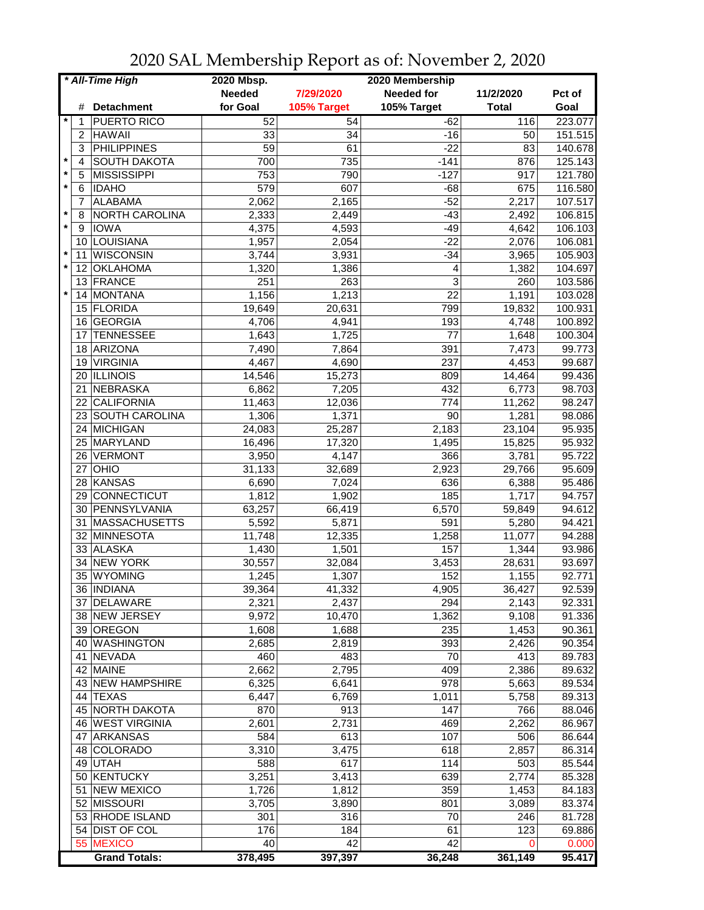# 2020 SAL Membership Report as of: November 2, 2020

| * All-Time High | | | 2020 Mbsp. | | 2020 Membership | | |
|---|---|---|---|---|---|---|---|
| | # | Detachment | Needed for Goal | 7/29/2020 105% Target | Needed for 105% Target | 11/2/2020 Total | Pct of Goal |
| * | 1 | PUERTO RICO | 52 | 54 | -62 | 116 | 223.077 |
| | 2 | HAWAII | 33 | 34 | -16 | 50 | 151.515 |
| | 3 | PHILIPPINES | 59 | 61 | -22 | 83 | 140.678 |
| * | 4 | SOUTH DAKOTA | 700 | 735 | -141 | 876 | 125.143 |
| * | 5 | MISSISSIPPI | 753 | 790 | -127 | 917 | 121.780 |
| * | 6 | IDAHO | 579 | 607 | -68 | 675 | 116.580 |
| | 7 | ALABAMA | 2,062 | 2,165 | -52 | 2,217 | 107.517 |
| * | 8 | NORTH CAROLINA | 2,333 | 2,449 | -43 | 2,492 | 106.815 |
| * | 9 | IOWA | 4,375 | 4,593 | -49 | 4,642 | 106.103 |
| | 10 | LOUISIANA | 1,957 | 2,054 | -22 | 2,076 | 106.081 |
| * | 11 | WISCONSIN | 3,744 | 3,931 | -34 | 3,965 | 105.903 |
| * | 12 | OKLAHOMA | 1,320 | 1,386 | 4 | 1,382 | 104.697 |
| | 13 | FRANCE | 251 | 263 | 3 | 260 | 103.586 |
| * | 14 | MONTANA | 1,156 | 1,213 | 22 | 1,191 | 103.028 |
| | 15 | FLORIDA | 19,649 | 20,631 | 799 | 19,832 | 100.931 |
| | 16 | GEORGIA | 4,706 | 4,941 | 193 | 4,748 | 100.892 |
| | 17 | TENNESSEE | 1,643 | 1,725 | 77 | 1,648 | 100.304 |
| | 18 | ARIZONA | 7,490 | 7,864 | 391 | 7,473 | 99.773 |
| | 19 | VIRGINIA | 4,467 | 4,690 | 237 | 4,453 | 99.687 |
| | 20 | ILLINOIS | 14,546 | 15,273 | 809 | 14,464 | 99.436 |
| | 21 | NEBRASKA | 6,862 | 7,205 | 432 | 6,773 | 98.703 |
| | 22 | CALIFORNIA | 11,463 | 12,036 | 774 | 11,262 | 98.247 |
| | 23 | SOUTH CAROLINA | 1,306 | 1,371 | 90 | 1,281 | 98.086 |
| | 24 | MICHIGAN | 24,083 | 25,287 | 2,183 | 23,104 | 95.935 |
| | 25 | MARYLAND | 16,496 | 17,320 | 1,495 | 15,825 | 95.932 |
| | 26 | VERMONT | 3,950 | 4,147 | 366 | 3,781 | 95.722 |
| | 27 | OHIO | 31,133 | 32,689 | 2,923 | 29,766 | 95.609 |
| | 28 | KANSAS | 6,690 | 7,024 | 636 | 6,388 | 95.486 |
| | 29 | CONNECTICUT | 1,812 | 1,902 | 185 | 1,717 | 94.757 |
| | 30 | PENNSYLVANIA | 63,257 | 66,419 | 6,570 | 59,849 | 94.612 |
| | 31 | MASSACHUSETTS | 5,592 | 5,871 | 591 | 5,280 | 94.421 |
| | 32 | MINNESOTA | 11,748 | 12,335 | 1,258 | 11,077 | 94.288 |
| | 33 | ALASKA | 1,430 | 1,501 | 157 | 1,344 | 93.986 |
| | 34 | NEW YORK | 30,557 | 32,084 | 3,453 | 28,631 | 93.697 |
| | 35 | WYOMING | 1,245 | 1,307 | 152 | 1,155 | 92.771 |
| | 36 | INDIANA | 39,364 | 41,332 | 4,905 | 36,427 | 92.539 |
| | 37 | DELAWARE | 2,321 | 2,437 | 294 | 2,143 | 92.331 |
| | 38 | NEW JERSEY | 9,972 | 10,470 | 1,362 | 9,108 | 91.336 |
| | 39 | OREGON | 1,608 | 1,688 | 235 | 1,453 | 90.361 |
| | 40 | WASHINGTON | 2,685 | 2,819 | 393 | 2,426 | 90.354 |
| | 41 | NEVADA | 460 | 483 | 70 | 413 | 89.783 |
| | 42 | MAINE | 2,662 | 2,795 | 409 | 2,386 | 89.632 |
| | 43 | NEW HAMPSHIRE | 6,325 | 6,641 | 978 | 5,663 | 89.534 |
| | 44 | TEXAS | 6,447 | 6,769 | 1,011 | 5,758 | 89.313 |
| | 45 | NORTH DAKOTA | 870 | 913 | 147 | 766 | 88.046 |
| | 46 | WEST VIRGINIA | 2,601 | 2,731 | 469 | 2,262 | 86.967 |
| | 47 | ARKANSAS | 584 | 613 | 107 | 506 | 86.644 |
| | 48 | COLORADO | 3,310 | 3,475 | 618 | 2,857 | 86.314 |
| | 49 | UTAH | 588 | 617 | 114 | 503 | 85.544 |
| | 50 | KENTUCKY | 3,251 | 3,413 | 639 | 2,774 | 85.328 |
| | 51 | NEW MEXICO | 1,726 | 1,812 | 359 | 1,453 | 84.183 |
| | 52 | MISSOURI | 3,705 | 3,890 | 801 | 3,089 | 83.374 |
| | 53 | RHODE ISLAND | 301 | 316 | 70 | 246 | 81.728 |
| | 54 | DIST OF COL | 176 | 184 | 61 | 123 | 69.886 |
| | 55 | MEXICO | 40 | 42 | 42 | 0 | 0.000 |
| | | **Grand Totals:** | **378,495** | **397,397** | **36,248** | **361,149** | **95.417** |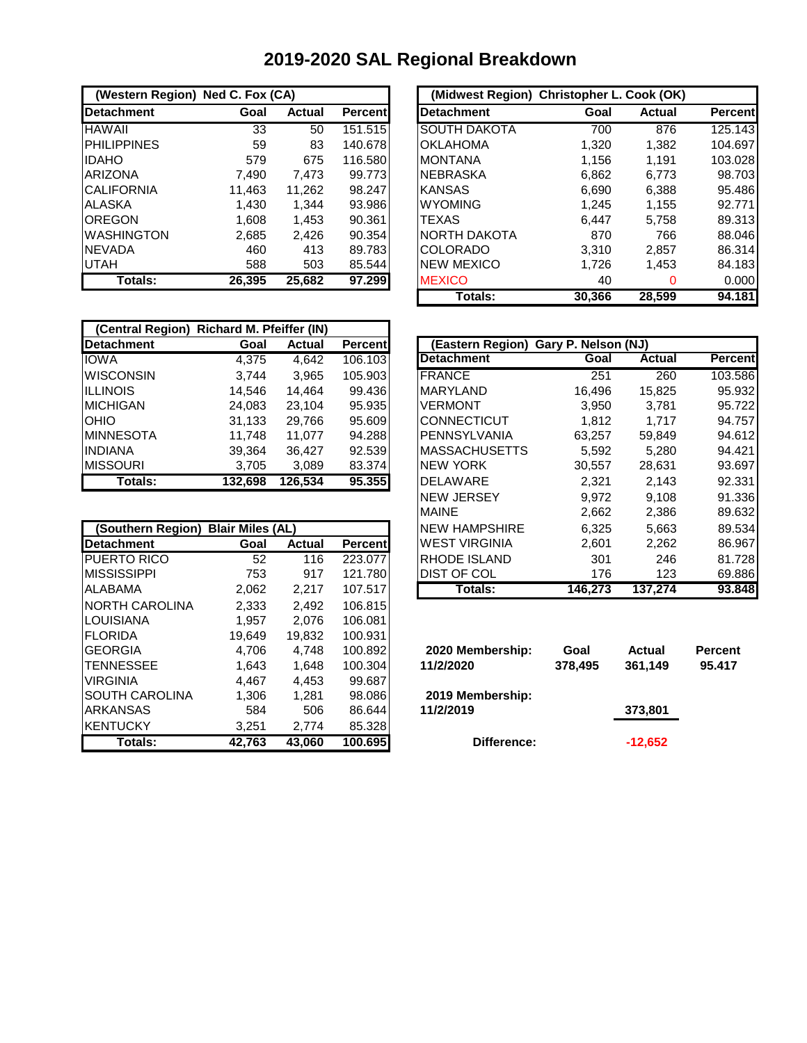# 2019-2020 SAL Regional Breakdown

| (Western Region) Ned C. Fox (CA) | | | |
|---|---|---|---|
| Detachment | Goal | Actual | Percent |
| HAWAII | 33 | 50 | 151.515 |
| PHILIPPINES | 59 | 83 | 140.678 |
| IDAHO | 579 | 675 | 116.580 |
| ARIZONA | 7,490 | 7,473 | 99.773 |
| CALIFORNIA | 11,463 | 11,262 | 98.247 |
| ALASKA | 1,430 | 1,344 | 93.986 |
| OREGON | 1,608 | 1,453 | 90.361 |
| WASHINGTON | 2,685 | 2,426 | 90.354 |
| NEVADA | 460 | 413 | 89.783 |
| UTAH | 588 | 503 | 85.544 |
| **Totals:** | **26,395** | **25,682** | **97.299** |

| (Midwest Region) Christopher L. Cook (OK) | | | |
|---|---|---|---|
| Detachment | Goal | Actual | Percent |
| SOUTH DAKOTA | 700 | 876 | 125.143 |
| OKLAHOMA | 1,320 | 1,382 | 104.697 |
| MONTANA | 1,156 | 1,191 | 103.028 |
| NEBRASKA | 6,862 | 6,773 | 98.703 |
| KANSAS | 6,690 | 6,388 | 95.486 |
| WYOMING | 1,245 | 1,155 | 92.771 |
| TEXAS | 6,447 | 5,758 | 89.313 |
| NORTH DAKOTA | 870 | 766 | 88.046 |
| COLORADO | 3,310 | 2,857 | 86.314 |
| NEW MEXICO | 1,726 | 1,453 | 84.183 |
| MEXICO | 40 | 0 | 0.000 |
| **Totals:** | **30,366** | **28,599** | **94.181** |

| (Central Region) Richard M. Pfeiffer (IN) | | | |
|---|---|---|---|
| Detachment | Goal | Actual | Percent |
| IOWA | 4,375 | 4,642 | 106.103 |
| WISCONSIN | 3,744 | 3,965 | 105.903 |
| ILLINOIS | 14,546 | 14,464 | 99.436 |
| MICHIGAN | 24,083 | 23,104 | 95.935 |
| OHIO | 31,133 | 29,766 | 95.609 |
| MINNESOTA | 11,748 | 11,077 | 94.288 |
| INDIANA | 39,364 | 36,427 | 92.539 |
| MISSOURI | 3,705 | 3,089 | 83.374 |
| **Totals:** | **132,698** | **126,534** | **95.355** |

| (Eastern Region) Gary P. Nelson (NJ) | | | |
|---|---|---|---|
| Detachment | Goal | Actual | Percent |
| FRANCE | 251 | 260 | 103.586 |
| MARYLAND | 16,496 | 15,825 | 95.932 |
| VERMONT | 3,950 | 3,781 | 95.722 |
| CONNECTICUT | 1,812 | 1,717 | 94.757 |
| PENNSYLVANIA | 63,257 | 59,849 | 94.612 |
| MASSACHUSETTS | 5,592 | 5,280 | 94.421 |
| NEW YORK | 30,557 | 28,631 | 93.697 |
| DELAWARE | 2,321 | 2,143 | 92.331 |
| NEW JERSEY | 9,972 | 9,108 | 91.336 |
| MAINE | 2,662 | 2,386 | 89.632 |
| NEW HAMPSHIRE | 6,325 | 5,663 | 89.534 |
| WEST VIRGINIA | 2,601 | 2,262 | 86.967 |
| RHODE ISLAND | 301 | 246 | 81.728 |
| DIST OF COL | 176 | 123 | 69.886 |
| **Totals:** | **146,273** | **137,274** | **93.848** |

| (Southern Region) Blair Miles (AL) | | | |
|---|---|---|---|
| Detachment | Goal | Actual | Percent |
| PUERTO RICO | 52 | 116 | 223.077 |
| MISSISSIPPI | 753 | 917 | 121.780 |
| ALABAMA | 2,062 | 2,217 | 107.517 |
| NORTH CAROLINA | 2,333 | 2,492 | 106.815 |
| LOUISIANA | 1,957 | 2,076 | 106.081 |
| FLORIDA | 19,649 | 19,832 | 100.931 |
| GEORGIA | 4,706 | 4,748 | 100.892 |
| TENNESSEE | 1,643 | 1,648 | 100.304 |
| VIRGINIA | 4,467 | 4,453 | 99.687 |
| SOUTH CAROLINA | 1,306 | 1,281 | 98.086 |
| ARKANSAS | 584 | 506 | 86.644 |
| KENTUCKY | 3,251 | 2,774 | 85.328 |
| **Totals:** | **42,763** | **43,060** | **100.695** |

| | Goal | Actual | Percent |
|---|---|---|---|
| **2020 Membership:** 11/2/2020 | **378,495** | **361,149** | **95.417** |
| **2019 Membership:** 11/2/2019 | | **373,801** | |
| **Difference:** | | **-12,652** | |